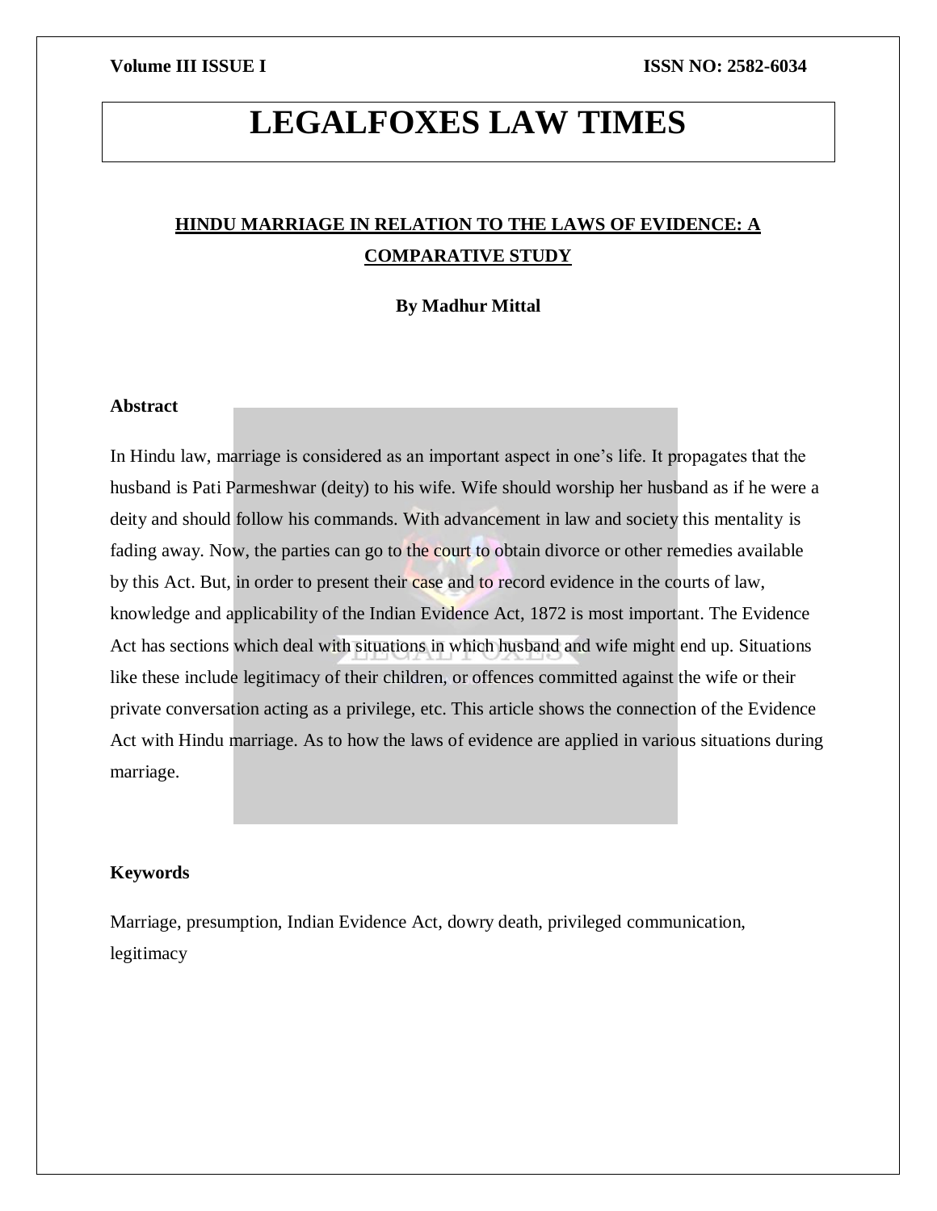# LEGALFOXES LAW TIMES

## HINDU MARRIAGE IN RELATION TO THE LAWS OF EVIDENCE: A COMPARATIVE STUDY

**By Madhur Mittal**

### Abstract

In Hindu law, marriage is considered as an important aspect in one's life. It propagates that the husband is Pati Parmeshwar (deity) to his wife. Wife should worship her husband as if he were a deity and should follow his commands. With advancement in law and society this mentality is fading away. Now, the parties can go to the court to obtain divorce or other remedies available by this Act. But, in order to present their case and to record evidence in the courts of law, knowledge and applicability of the Indian Evidence Act, 1872 is most important. The Evidence Act has sections which deal with situations in which husband and wife might end up. Situations like these include legitimacy of their children, or offences committed against the wife or their private conversation acting as a privilege, etc. This article shows the connection of the Evidence Act with Hindu marriage. As to how the laws of evidence are applied in various situations during marriage.

### Keywords

Marriage, presumption, Indian Evidence Act, dowry death, privileged communication, legitimacy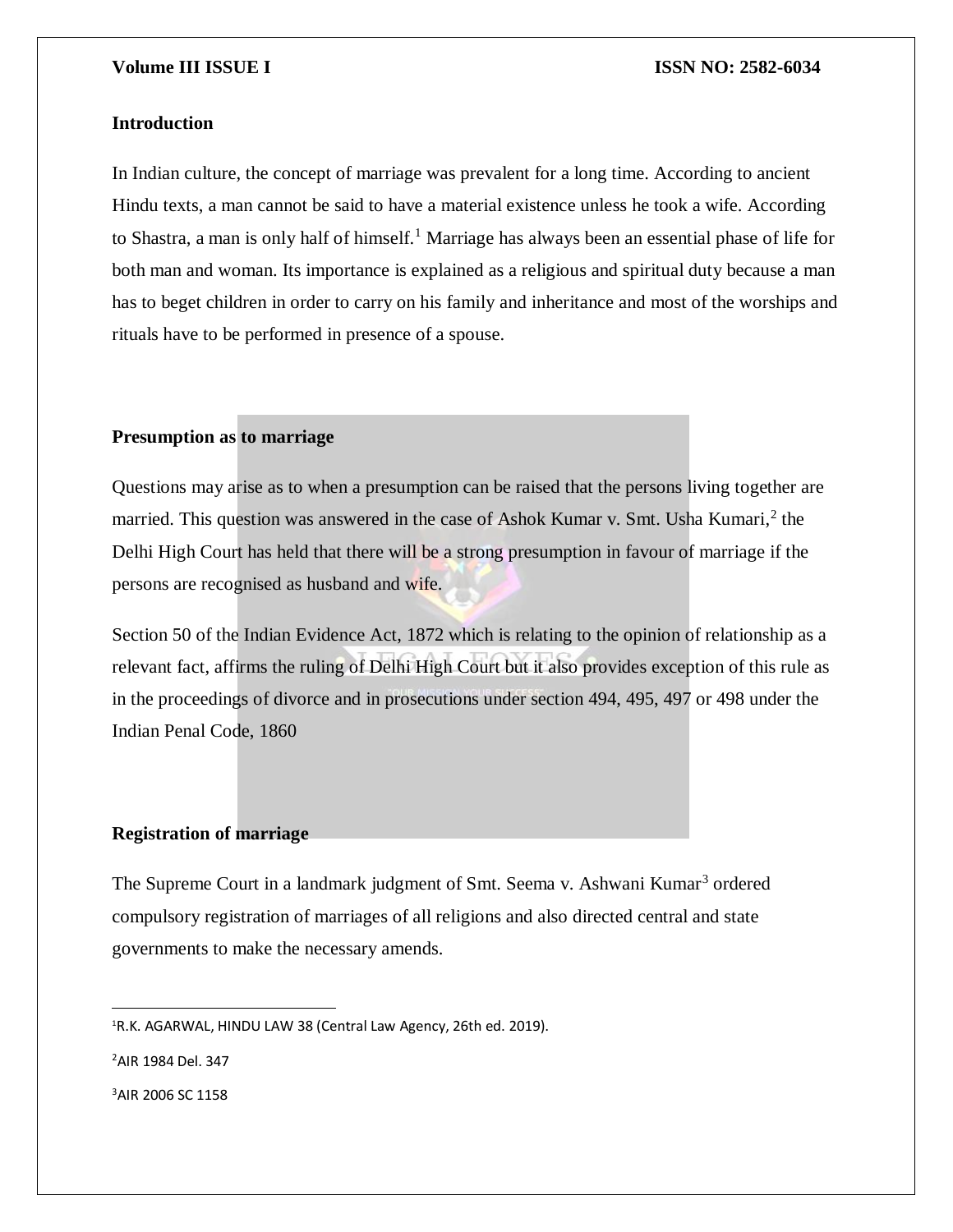## Introduction

In Indian culture, the concept of marriage was prevalent for a long time. According to ancient Hindu texts, a man cannot be said to have a material existence unless he took a wife. According to Shastra, a man is only half of himself.[1] Marriage has always been an essential phase of life for both man and woman. Its importance is explained as a religious and spiritual duty because a man has to beget children in order to carry on his family and inheritance and most of the worships and rituals have to be performed in presence of a spouse.

## Presumption as to marriage

Questions may arise as to when a presumption can be raised that the persons living together are married. This question was answered in the case of Ashok Kumar v. Smt. Usha Kumari,[2] the Delhi High Court has held that there will be a strong presumption in favour of marriage if the persons are recognised as husband and wife.

Section 50 of the Indian Evidence Act, 1872 which is relating to the opinion of relationship as a relevant fact, affirms the ruling of Delhi High Court but it also provides exception of this rule as in the proceedings of divorce and in prosecutions under section 494, 495, 497 or 498 under the Indian Penal Code, 1860

## Registration of marriage

The Supreme Court in a landmark judgment of Smt. Seema v. Ashwani Kumar[3] ordered compulsory registration of marriages of all religions and also directed central and state governments to make the necessary amends.

---

[1] R.K. AGARWAL, HINDU LAW 38 (Central Law Agency, 26th ed. 2019).

[2] AIR 1984 Del. 347

[3] AIR 2006 SC 1158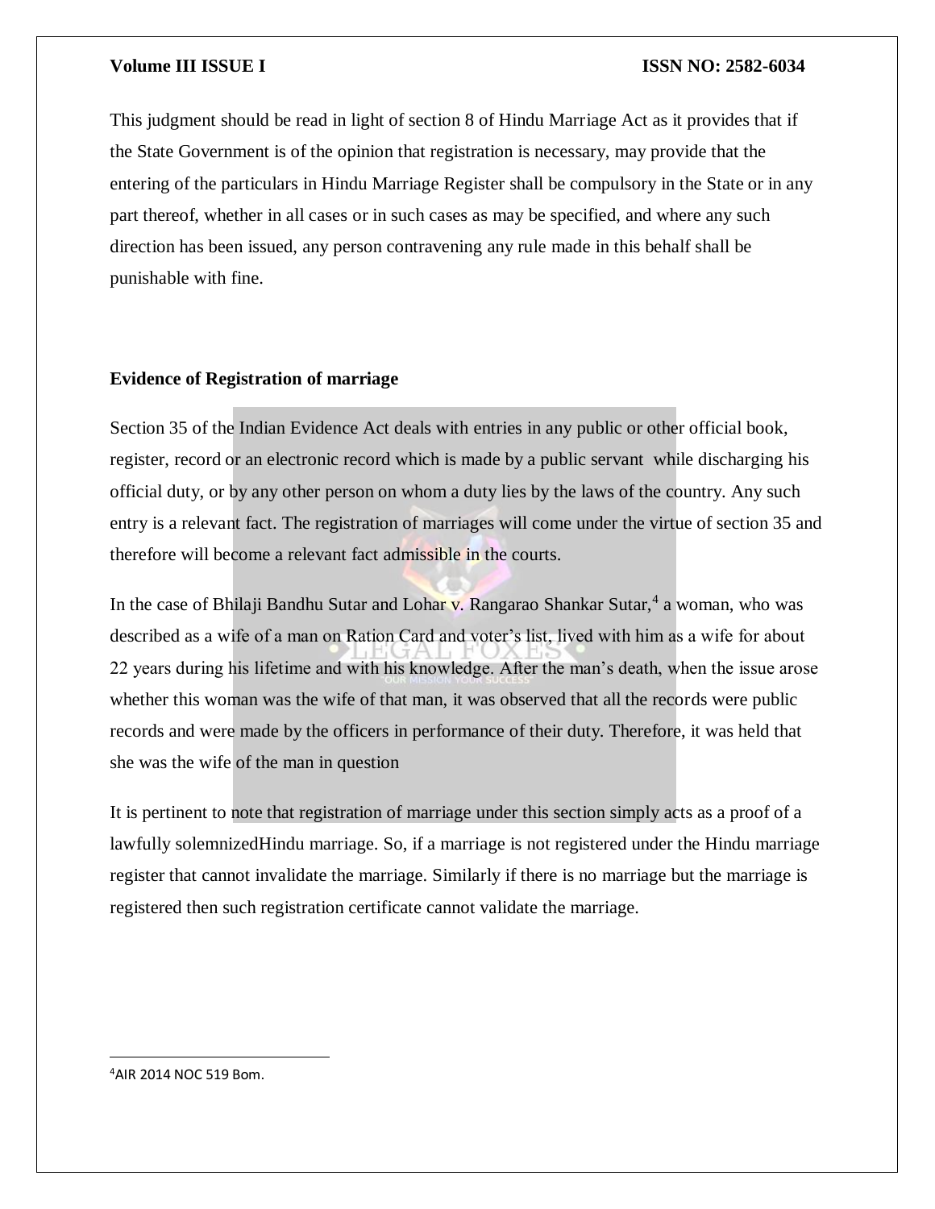This judgment should be read in light of section 8 of Hindu Marriage Act as it provides that if the State Government is of the opinion that registration is necessary, may provide that the entering of the particulars in Hindu Marriage Register shall be compulsory in the State or in any part thereof, whether in all cases or in such cases as may be specified, and where any such direction has been issued, any person contravening any rule made in this behalf shall be punishable with fine.

**Evidence of Registration of marriage**

Section 35 of the Indian Evidence Act deals with entries in any public or other official book, register, record or an electronic record which is made by a public servant while discharging his official duty, or by any other person on whom a duty lies by the laws of the country. Any such entry is a relevant fact. The registration of marriages will come under the virtue of section 35 and therefore will become a relevant fact admissible in the courts.

In the case of Bhilaji Bandhu Sutar and Lohar v. Rangarao Shankar Sutar,[4] a woman, who was described as a wife of a man on Ration Card and voter's list, lived with him as a wife for about 22 years during his lifetime and with his knowledge. After the man's death, when the issue arose whether this woman was the wife of that man, it was observed that all the records were public records and were made by the officers in performance of their duty. Therefore, it was held that she was the wife of the man in question

It is pertinent to note that registration of marriage under this section simply acts as a proof of a lawfully solemnizedHindu marriage. So, if a marriage is not registered under the Hindu marriage register that cannot invalidate the marriage. Similarly if there is no marriage but the marriage is registered then such registration certificate cannot validate the marriage.

[4] AIR 2014 NOC 519 Bom.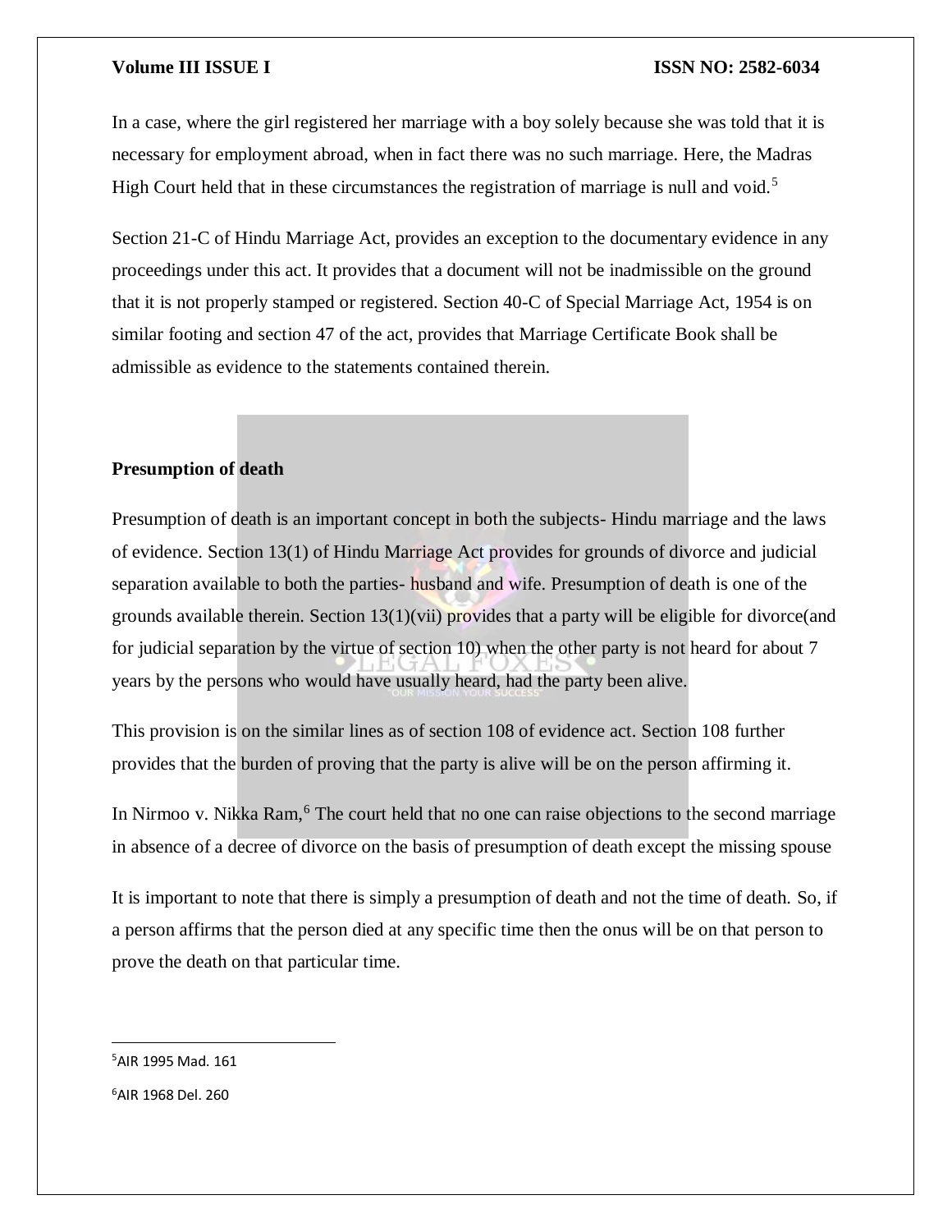In a case, where the girl registered her marriage with a boy solely because she was told that it is necessary for employment abroad, when in fact there was no such marriage. Here, the Madras High Court held that in these circumstances the registration of marriage is null and void.[5]

Section 21-C of Hindu Marriage Act, provides an exception to the documentary evidence in any proceedings under this act. It provides that a document will not be inadmissible on the ground that it is not properly stamped or registered. Section 40-C of Special Marriage Act, 1954 is on similar footing and section 47 of the act, provides that Marriage Certificate Book shall be admissible as evidence to the statements contained therein.

**Presumption of death**

Presumption of death is an important concept in both the subjects- Hindu marriage and the laws of evidence. Section 13(1) of Hindu Marriage Act provides for grounds of divorce and judicial separation available to both the parties- husband and wife. Presumption of death is one of the grounds available therein. Section 13(1)(vii) provides that a party will be eligible for divorce(and for judicial separation by the virtue of section 10) when the other party is not heard for about 7 years by the persons who would have usually heard, had the party been alive.

This provision is on the similar lines as of section 108 of evidence act. Section 108 further provides that the burden of proving that the party is alive will be on the person affirming it.

In Nirmoo v. Nikka Ram,[6] The court held that no one can raise objections to the second marriage in absence of a decree of divorce on the basis of presumption of death except the missing spouse

It is important to note that there is simply a presumption of death and not the time of death. So, if a person affirms that the person died at any specific time then the onus will be on that person to prove the death on that particular time.

---

[5] AIR 1995 Mad. 161

[6] AIR 1968 Del. 260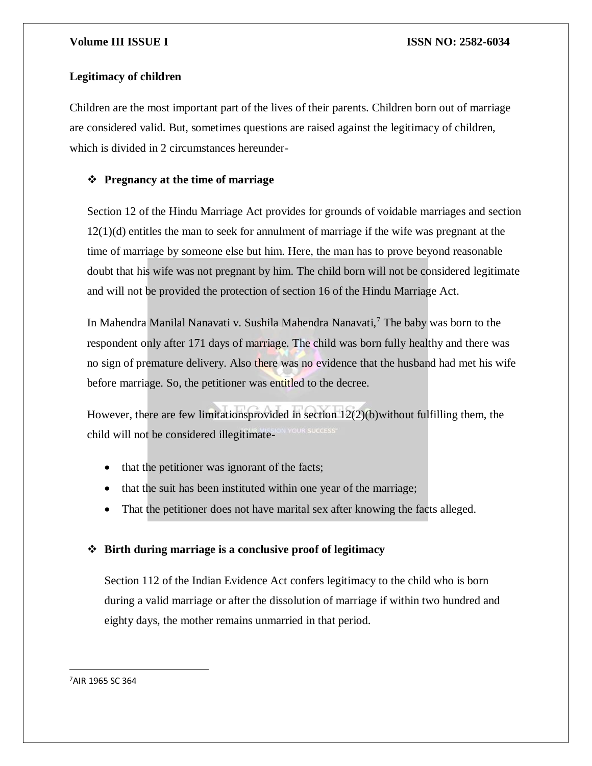**Legitimacy of children**

Children are the most important part of the lives of their parents. Children born out of marriage are considered valid. But, sometimes questions are raised against the legitimacy of children, which is divided in 2 circumstances hereunder-

- **Pregnancy at the time of marriage**

  Section 12 of the Hindu Marriage Act provides for grounds of voidable marriages and section 12(1)(d) entitles the man to seek for annulment of marriage if the wife was pregnant at the time of marriage by someone else but him. Here, the man has to prove beyond reasonable doubt that his wife was not pregnant by him. The child born will not be considered legitimate and will not be provided the protection of section 16 of the Hindu Marriage Act.

  In Mahendra Manilal Nanavati v. Sushila Mahendra Nanavati,[7] The baby was born to the respondent only after 171 days of marriage. The child was born fully healthy and there was no sign of premature delivery. Also there was no evidence that the husband had met his wife before marriage. So, the petitioner was entitled to the decree.

  However, there are few limitationsprovided in section 12(2)(b)without fulfilling them, the child will not be considered illegitimate-

  - that the petitioner was ignorant of the facts;
  - that the suit has been instituted within one year of the marriage;
  - That the petitioner does not have marital sex after knowing the facts alleged.

- **Birth during marriage is a conclusive proof of legitimacy**

  Section 112 of the Indian Evidence Act confers legitimacy to the child who is born during a valid marriage or after the dissolution of marriage if within two hundred and eighty days, the mother remains unmarried in that period.

---

[7]AIR 1965 SC 364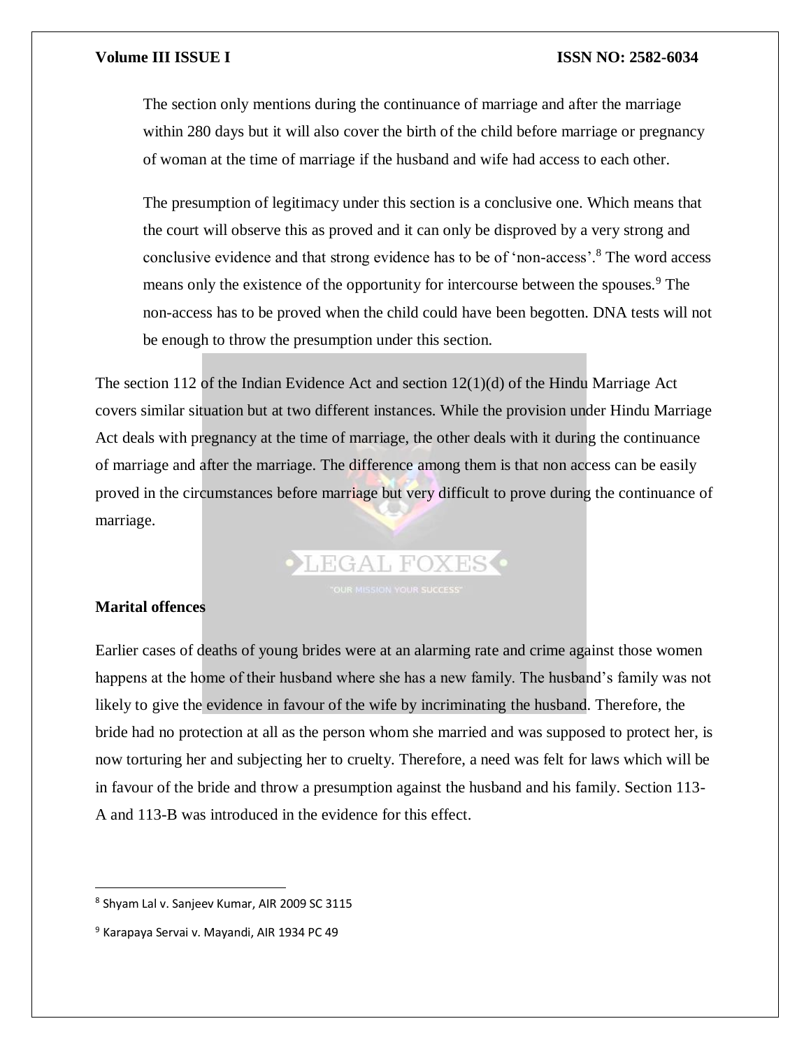The section only mentions during the continuance of marriage and after the marriage within 280 days but it will also cover the birth of the child before marriage or pregnancy of woman at the time of marriage if the husband and wife had access to each other.

The presumption of legitimacy under this section is a conclusive one. Which means that the court will observe this as proved and it can only be disproved by a very strong and conclusive evidence and that strong evidence has to be of 'non-access'.[8] The word access means only the existence of the opportunity for intercourse between the spouses.[9] The non-access has to be proved when the child could have been begotten. DNA tests will not be enough to throw the presumption under this section.

The section 112 of the Indian Evidence Act and section 12(1)(d) of the Hindu Marriage Act covers similar situation but at two different instances. While the provision under Hindu Marriage Act deals with pregnancy at the time of marriage, the other deals with it during the continuance of marriage and after the marriage. The difference among them is that non access can be easily proved in the circumstances before marriage but very difficult to prove during the continuance of marriage.

**Marital offences**

Earlier cases of deaths of young brides were at an alarming rate and crime against those women happens at the home of their husband where she has a new family. The husband's family was not likely to give the evidence in favour of the wife by incriminating the husband. Therefore, the bride had no protection at all as the person whom she married and was supposed to protect her, is now torturing her and subjecting her to cruelty. Therefore, a need was felt for laws which will be in favour of the bride and throw a presumption against the husband and his family. Section 113-A and 113-B was introduced in the evidence for this effect.

---

[8] Shyam Lal v. Sanjeev Kumar, AIR 2009 SC 3115

[9] Karapaya Servai v. Mayandi, AIR 1934 PC 49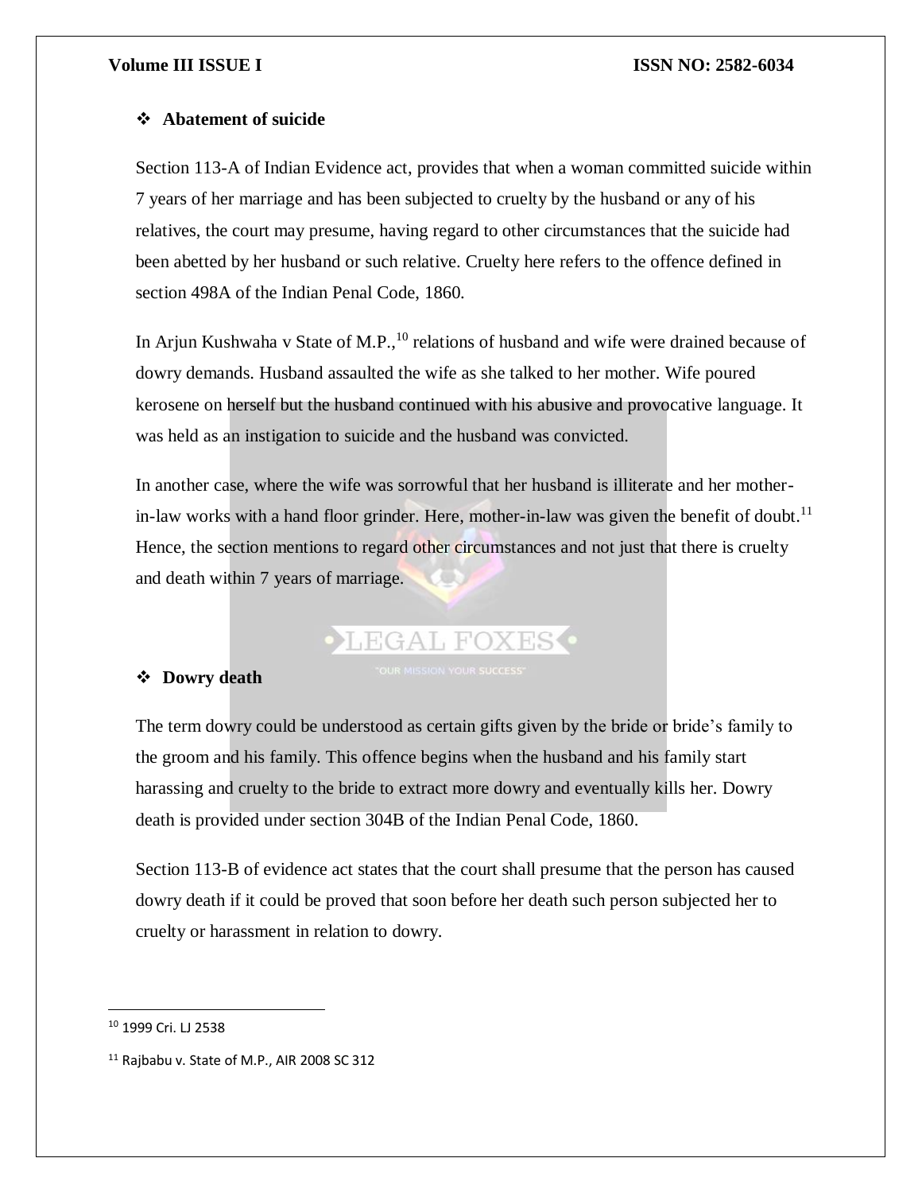- **Abatement of suicide**

Section 113-A of Indian Evidence act, provides that when a woman committed suicide within 7 years of her marriage and has been subjected to cruelty by the husband or any of his relatives, the court may presume, having regard to other circumstances that the suicide had been abetted by her husband or such relative. Cruelty here refers to the offence defined in section 498A of the Indian Penal Code, 1860.

In Arjun Kushwaha v State of M.P.,[10] relations of husband and wife were drained because of dowry demands. Husband assaulted the wife as she talked to her mother. Wife poured kerosene on herself but the husband continued with his abusive and provocative language. It was held as an instigation to suicide and the husband was convicted.

In another case, where the wife was sorrowful that her husband is illiterate and her mother-in-law works with a hand floor grinder. Here, mother-in-law was given the benefit of doubt.[11] Hence, the section mentions to regard other circumstances and not just that there is cruelty and death within 7 years of marriage.

- **Dowry death**

The term dowry could be understood as certain gifts given by the bride or bride's family to the groom and his family. This offence begins when the husband and his family start harassing and cruelty to the bride to extract more dowry and eventually kills her. Dowry death is provided under section 304B of the Indian Penal Code, 1860.

Section 113-B of evidence act states that the court shall presume that the person has caused dowry death if it could be proved that soon before her death such person subjected her to cruelty or harassment in relation to dowry.

---

[10] 1999 Cri. LJ 2538

[11] Rajbabu v. State of M.P., AIR 2008 SC 312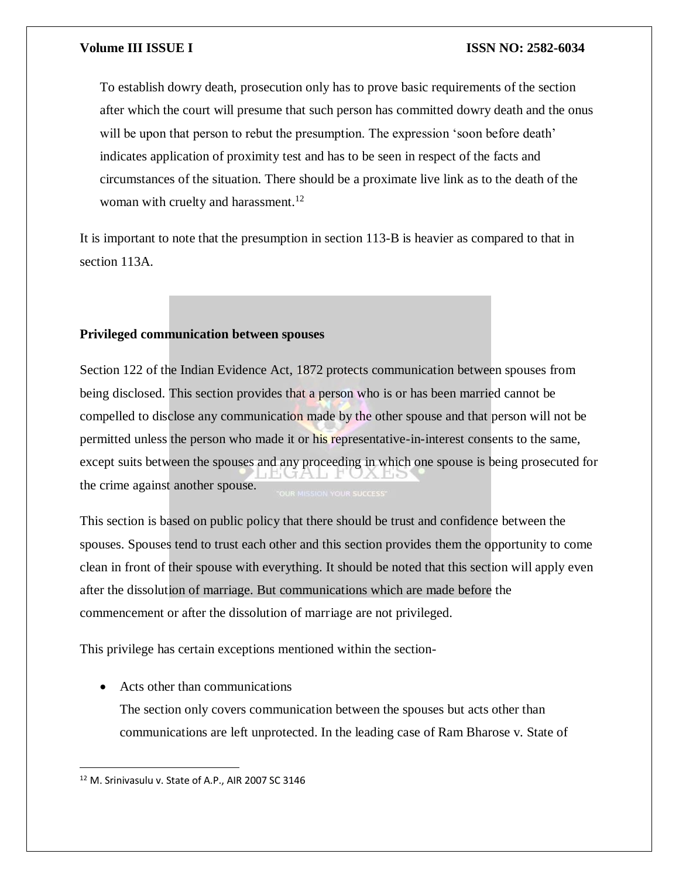To establish dowry death, prosecution only has to prove basic requirements of the section after which the court will presume that such person has committed dowry death and the onus will be upon that person to rebut the presumption. The expression 'soon before death' indicates application of proximity test and has to be seen in respect of the facts and circumstances of the situation. There should be a proximate live link as to the death of the woman with cruelty and harassment.[12]

It is important to note that the presumption in section 113-B is heavier as compared to that in section 113A.

**Privileged communication between spouses**

Section 122 of the Indian Evidence Act, 1872 protects communication between spouses from being disclosed. This section provides that a person who is or has been married cannot be compelled to disclose any communication made by the other spouse and that person will not be permitted unless the person who made it or his representative-in-interest consents to the same, except suits between the spouses and any proceeding in which one spouse is being prosecuted for the crime against another spouse.

This section is based on public policy that there should be trust and confidence between the spouses. Spouses tend to trust each other and this section provides them the opportunity to come clean in front of their spouse with everything. It should be noted that this section will apply even after the dissolution of marriage. But communications which are made before the commencement or after the dissolution of marriage are not privileged.

This privilege has certain exceptions mentioned within the section-

- Acts other than communications
  The section only covers communication between the spouses but acts other than communications are left unprotected. In the leading case of Ram Bharose v. State of

[12] M. Srinivasulu v. State of A.P., AIR 2007 SC 3146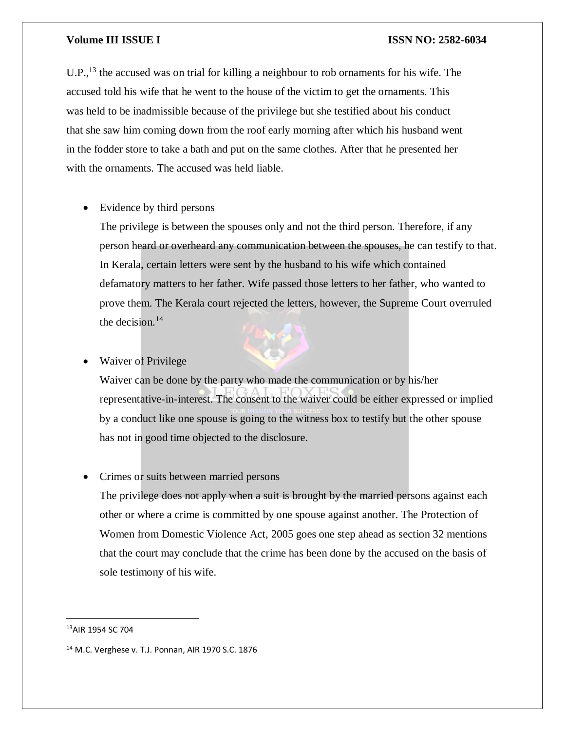U.P.,[13] the accused was on trial for killing a neighbour to rob ornaments for his wife. The accused told his wife that he went to the house of the victim to get the ornaments. This was held to be inadmissible because of the privilege but she testified about his conduct that she saw him coming down from the roof early morning after which his husband went in the fodder store to take a bath and put on the same clothes. After that he presented her with the ornaments. The accused was held liable.

- Evidence by third persons

  The privilege is between the spouses only and not the third person. Therefore, if any person heard or overheard any communication between the spouses, he can testify to that. In Kerala, certain letters were sent by the husband to his wife which contained defamatory matters to her father. Wife passed those letters to her father, who wanted to prove them. The Kerala court rejected the letters, however, the Supreme Court overruled the decision.[14]

- Waiver of Privilege

  Waiver can be done by the party who made the communication or by his/her representative-in-interest. The consent to the waiver could be either expressed or implied by a conduct like one spouse is going to the witness box to testify but the other spouse has not in good time objected to the disclosure.

- Crimes or suits between married persons

  The privilege does not apply when a suit is brought by the married persons against each other or where a crime is committed by one spouse against another. The Protection of Women from Domestic Violence Act, 2005 goes one step ahead as section 32 mentions that the court may conclude that the crime has been done by the accused on the basis of sole testimony of his wife.

---

[13] AIR 1954 SC 704

[14] M.C. Verghese v. T.J. Ponnan, AIR 1970 S.C. 1876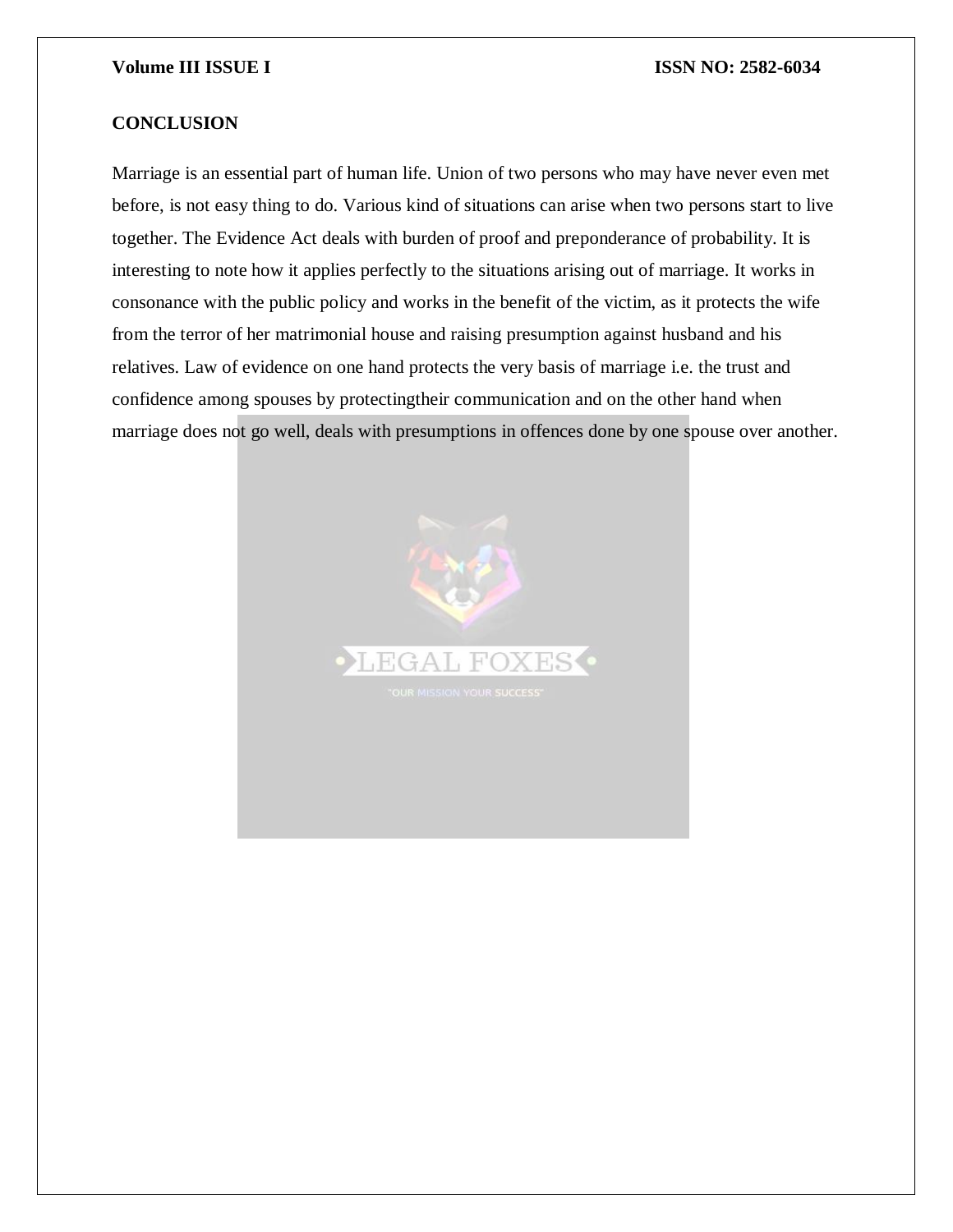## CONCLUSION

Marriage is an essential part of human life. Union of two persons who may have never even met before, is not easy thing to do. Various kind of situations can arise when two persons start to live together. The Evidence Act deals with burden of proof and preponderance of probability. It is interesting to note how it applies perfectly to the situations arising out of marriage. It works in consonance with the public policy and works in the benefit of the victim, as it protects the wife from the terror of her matrimonial house and raising presumption against husband and his relatives. Law of evidence on one hand protects the very basis of marriage i.e. the trust and confidence among spouses by protectingtheir communication and on the other hand when marriage does not go well, deals with presumptions in offences done by one spouse over another.